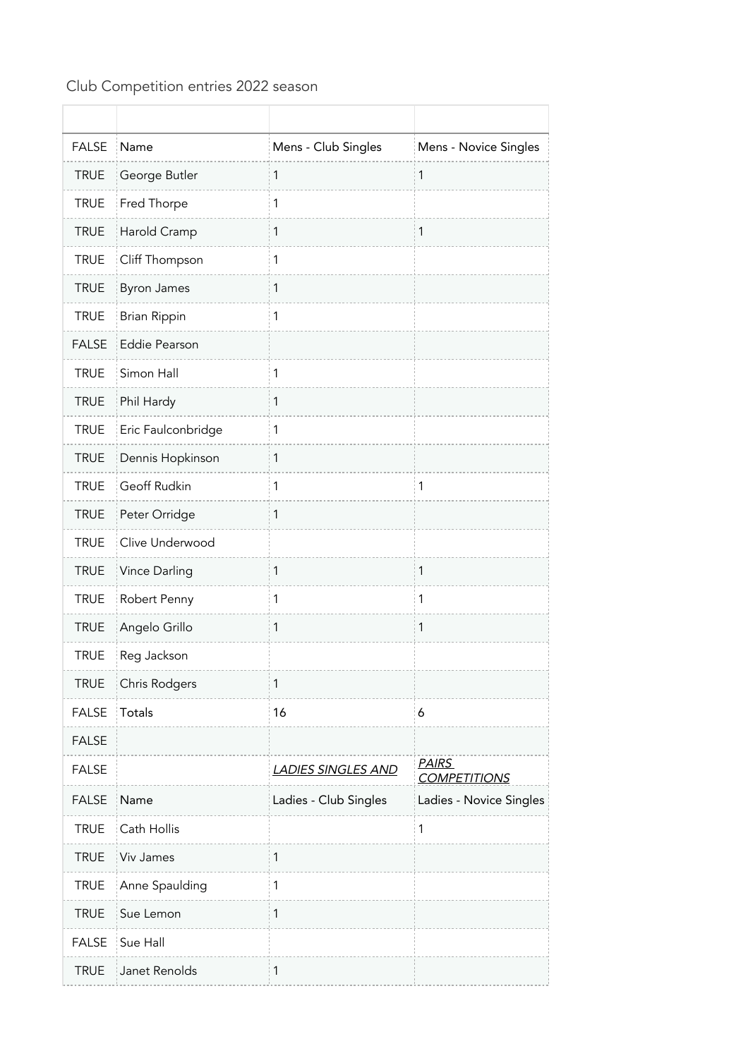Club Competition entries 2022 season

| | | | |
|---|---|---|---|
| FALSE | Name | Mens - Club Singles | Mens - Novice Singles |
| TRUE | George Butler | 1 | 1 |
| TRUE | Fred Thorpe | 1 | |
| TRUE | Harold Cramp | 1 | 1 |
| TRUE | Cliff Thompson | 1 | |
| TRUE | Byron James | 1 | |
| TRUE | Brian Rippin | 1 | |
| FALSE | Eddie Pearson | | |
| TRUE | Simon Hall | 1 | |
| TRUE | Phil Hardy | 1 | |
| TRUE | Eric Faulconbridge | 1 | |
| TRUE | Dennis Hopkinson | 1 | |
| TRUE | Geoff Rudkin | 1 | 1 |
| TRUE | Peter Orridge | 1 | |
| TRUE | Clive Underwood | | |
| TRUE | Vince Darling | 1 | 1 |
| TRUE | Robert Penny | 1 | 1 |
| TRUE | Angelo Grillo | 1 | 1 |
| TRUE | Reg Jackson | | |
| TRUE | Chris Rodgers | 1 | |
| FALSE | Totals | 16 | 6 |
| FALSE | | | |
| FALSE | | *LADIES SINGLES AND* | *PAIRS COMPETITIONS* |
| FALSE | Name | Ladies - Club Singles | Ladies - Novice Singles |
| TRUE | Cath Hollis | | 1 |
| TRUE | Viv James | 1 | |
| TRUE | Anne Spaulding | 1 | |
| TRUE | Sue Lemon | 1 | |
| FALSE | Sue Hall | | |
| TRUE | Janet Renolds | 1 | |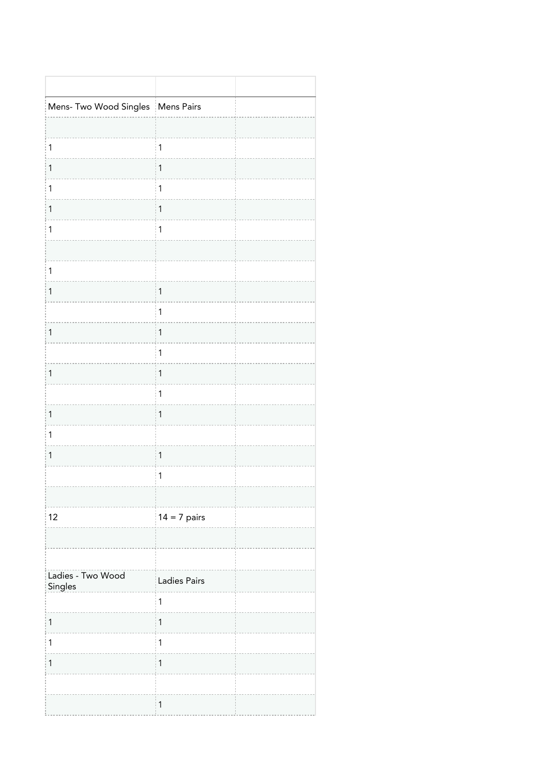| | | |
|---|---|---|
| Mens- Two Wood Singles | Mens Pairs | |
| | | |
| 1 | 1 | |
| 1 | 1 | |
| 1 | 1 | |
| 1 | 1 | |
| 1 | 1 | |
| | | |
| 1 | | |
| 1 | 1 | |
| | 1 | |
| 1 | 1 | |
| | 1 | |
| 1 | 1 | |
| | 1 | |
| 1 | 1 | |
| 1 | | |
| 1 | 1 | |
| | 1 | |
| | | |
| 12 | 14 = 7 pairs | |
| | | |
| | | |
| Ladies - Two Wood Singles | Ladies Pairs | |
| | 1 | |
| 1 | 1 | |
| 1 | 1 | |
| 1 | 1 | |
| | | |
| | 1 | |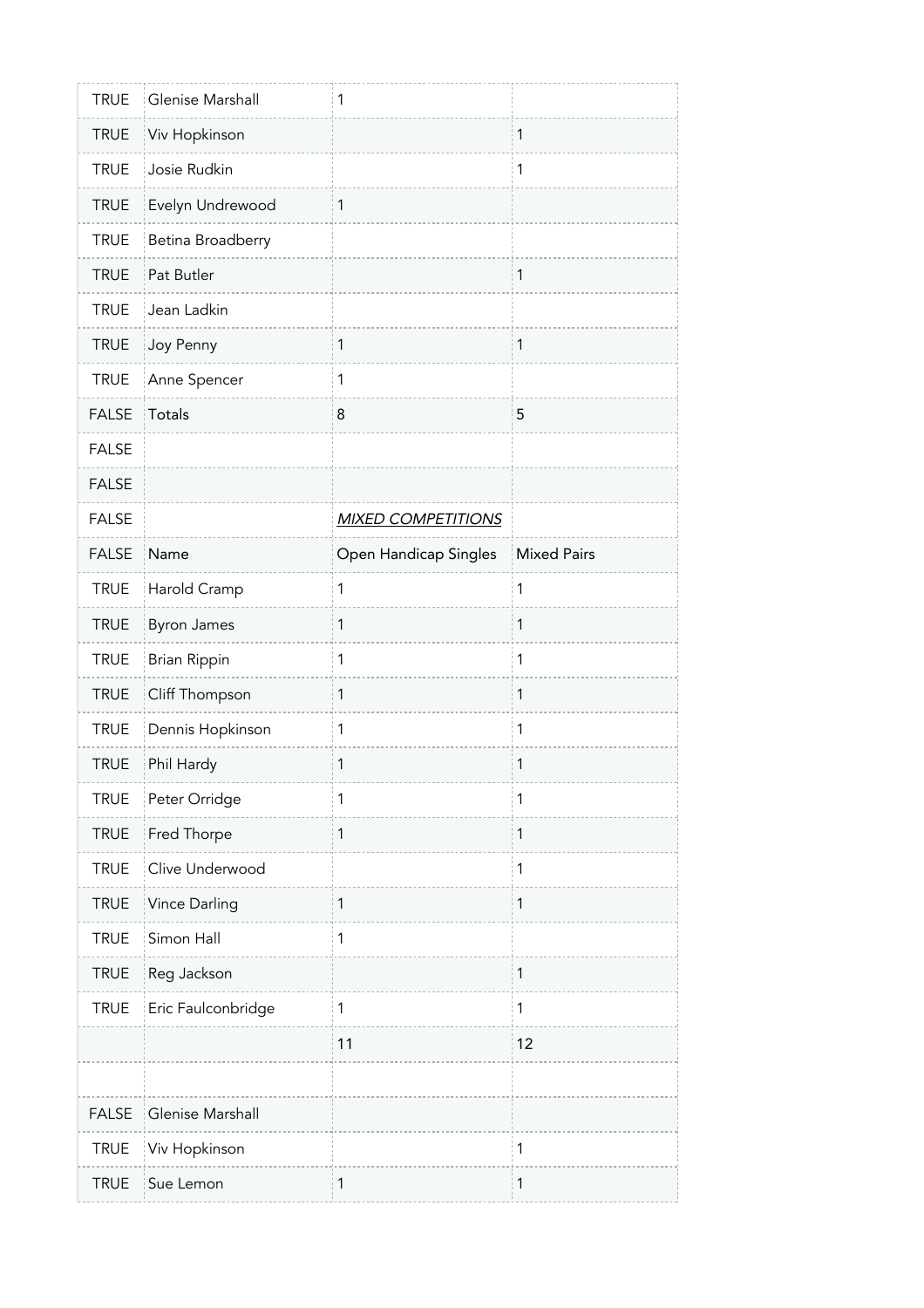| | | | |
|---|---|---|---|
| TRUE | Glenise Marshall | 1 | |
| TRUE | Viv Hopkinson | | 1 |
| TRUE | Josie Rudkin | | 1 |
| TRUE | Evelyn Undrewood | 1 | |
| TRUE | Betina Broadberry | | |
| TRUE | Pat Butler | | 1 |
| TRUE | Jean Ladkin | | |
| TRUE | Joy Penny | 1 | 1 |
| TRUE | Anne Spencer | 1 | |
| FALSE | Totals | 8 | 5 |
| FALSE | | | |
| FALSE | | | |
| FALSE | | _**MIXED COMPETITIONS**_ | |
| FALSE | Name | Open Handicap Singles | Mixed Pairs |
| TRUE | Harold Cramp | 1 | 1 |
| TRUE | Byron James | 1 | 1 |
| TRUE | Brian Rippin | 1 | 1 |
| TRUE | Cliff Thompson | 1 | 1 |
| TRUE | Dennis Hopkinson | 1 | 1 |
| TRUE | Phil Hardy | 1 | 1 |
| TRUE | Peter Orridge | 1 | 1 |
| TRUE | Fred Thorpe | 1 | 1 |
| TRUE | Clive Underwood | | 1 |
| TRUE | Vince Darling | 1 | 1 |
| TRUE | Simon Hall | 1 | |
| TRUE | Reg Jackson | | 1 |
| TRUE | Eric Faulconbridge | 1 | 1 |
| | | 11 | 12 |
| | | | |
| FALSE | Glenise Marshall | | |
| TRUE | Viv Hopkinson | | 1 |
| TRUE | Sue Lemon | 1 | 1 |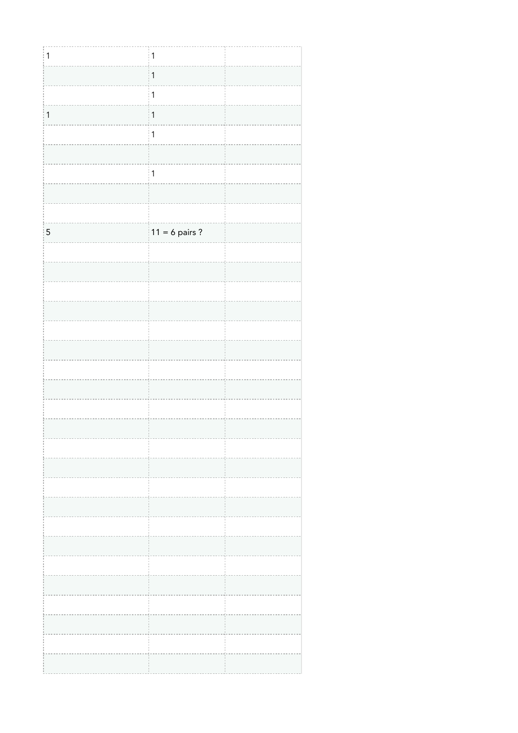| | | |
|---|---|---|
| 1 | 1 | |
| | 1 | |
| | 1 | |
| 1 | 1 | |
| | 1 | |
| | | |
| | 1 | |
| | | |
| | | |
| 5 | 11 = 6 pairs ? | |
| | | |
| | | |
| | | |
| | | |
| | | |
| | | |
| | | |
| | | |
| | | |
| | | |
| | | |
| | | |
| | | |
| | | |
| | | |
| | | |
| | | |
| | | |
| | | |
| | | |
| | | |
| | | |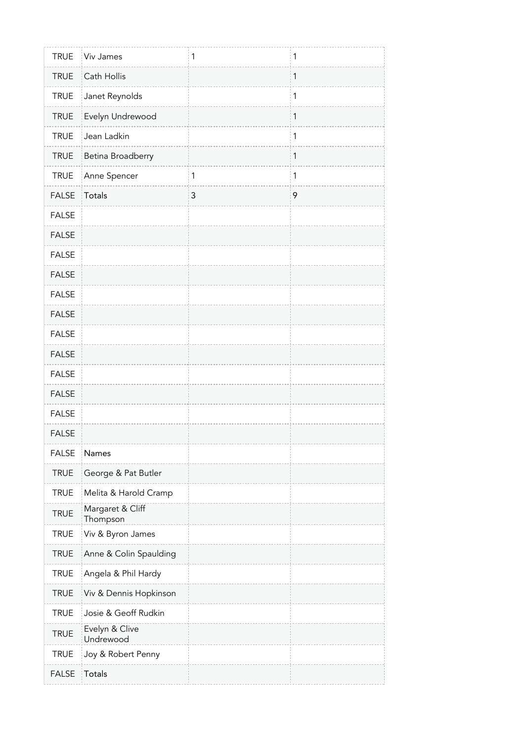| | | | |
|---|---|---|---|
| TRUE | Viv James | 1 | 1 |
| TRUE | Cath Hollis | | 1 |
| TRUE | Janet Reynolds | | 1 |
| TRUE | Evelyn Undrewood | | 1 |
| TRUE | Jean Ladkin | | 1 |
| TRUE | Betina Broadberry | | 1 |
| TRUE | Anne Spencer | 1 | 1 |
| FALSE | Totals | 3 | 9 |
| FALSE | | | |
| FALSE | | | |
| FALSE | | | |
| FALSE | | | |
| FALSE | | | |
| FALSE | | | |
| FALSE | | | |
| FALSE | | | |
| FALSE | | | |
| FALSE | | | |
| FALSE | | | |
| FALSE | | | |
| FALSE | Names | | |
| TRUE | George & Pat Butler | | |
| TRUE | Melita & Harold Cramp | | |
| TRUE | Margaret & Cliff Thompson | | |
| TRUE | Viv & Byron James | | |
| TRUE | Anne & Colin Spaulding | | |
| TRUE | Angela & Phil Hardy | | |
| TRUE | Viv & Dennis Hopkinson | | |
| TRUE | Josie & Geoff Rudkin | | |
| TRUE | Evelyn & Clive Undrewood | | |
| TRUE | Joy & Robert Penny | | |
| FALSE | Totals | | |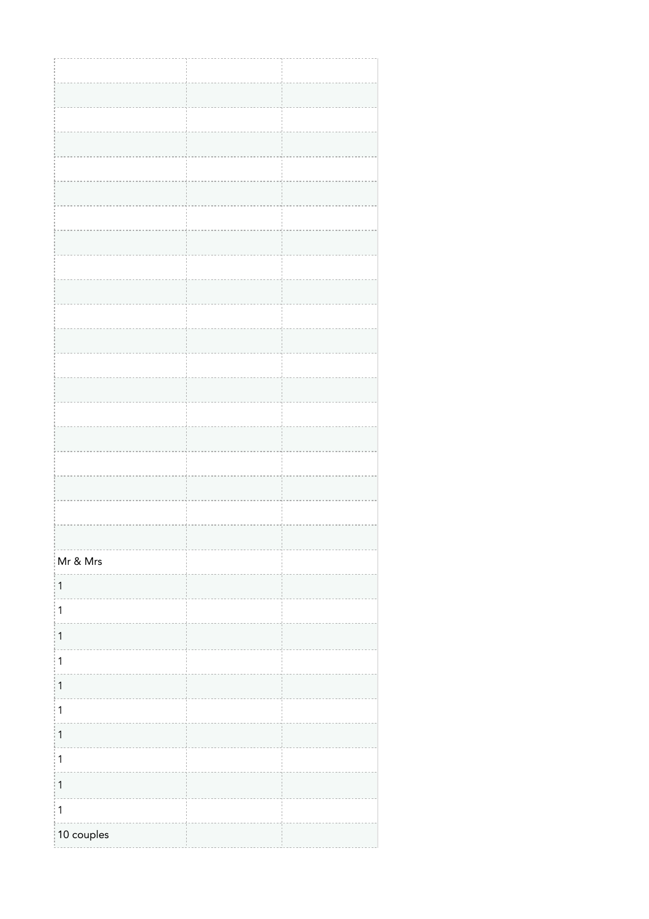| | | |
|---|---|---|
| | | |
| | | |
| | | |
| | | |
| | | |
| | | |
| | | |
| | | |
| | | |
| | | |
| | | |
| | | |
| | | |
| | | |
| | | |
| | | |
| | | |
| | | |
| | | |
| Mr & Mrs | | |
| 1 | | |
| 1 | | |
| 1 | | |
| 1 | | |
| 1 | | |
| 1 | | |
| 1 | | |
| 1 | | |
| 1 | | |
| 1 | | |
| 10 couples | | |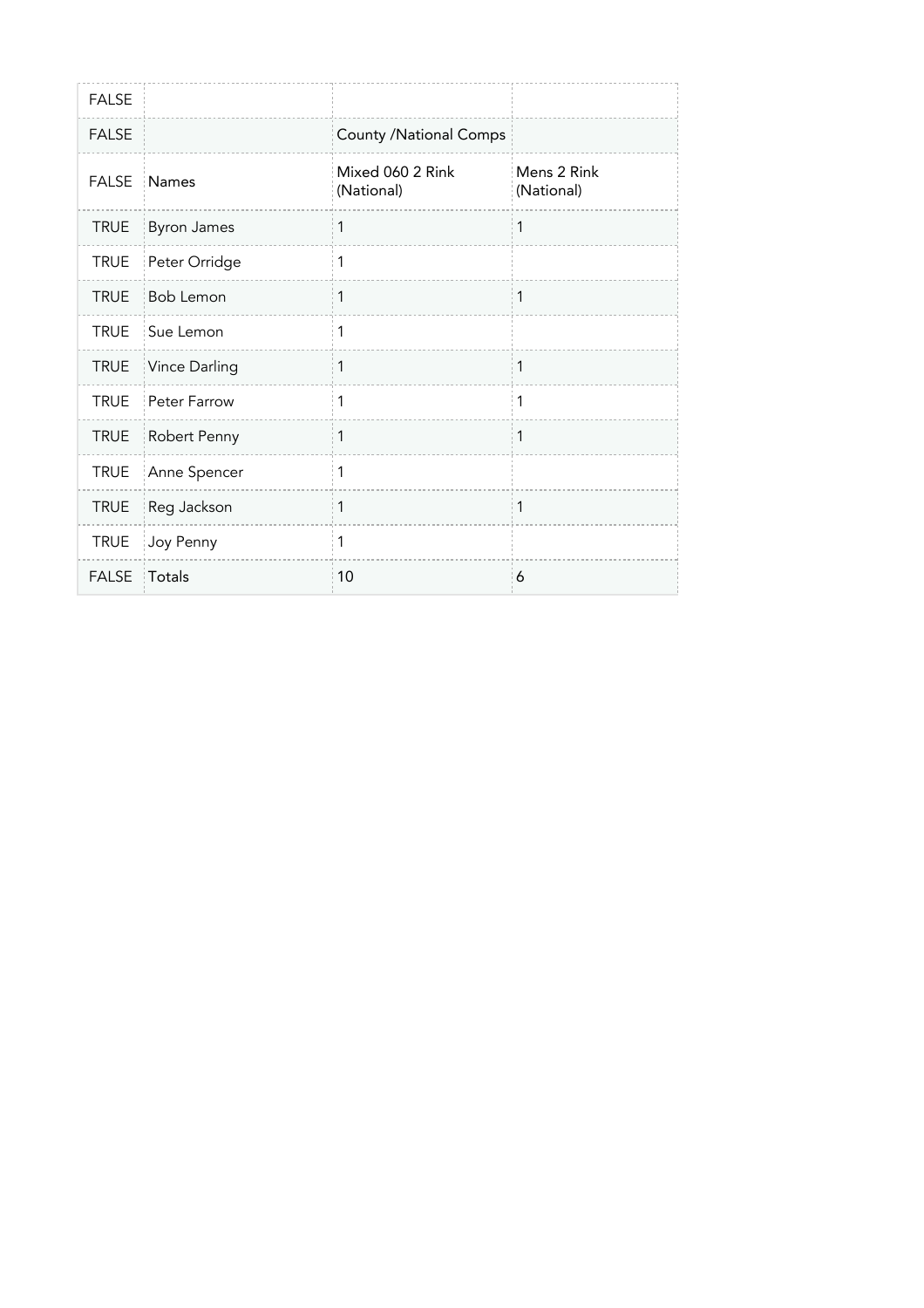| FALSE | | | |
|---|---|---|---|
| FALSE | | County /National Comps | |
| FALSE | Names | Mixed 060 2 Rink (National) | Mens 2 Rink (National) |
| TRUE | Byron James | 1 | 1 |
| TRUE | Peter Orridge | 1 | |
| TRUE | Bob Lemon | 1 | 1 |
| TRUE | Sue Lemon | 1 | |
| TRUE | Vince Darling | 1 | 1 |
| TRUE | Peter Farrow | 1 | 1 |
| TRUE | Robert Penny | 1 | 1 |
| TRUE | Anne Spencer | 1 | |
| TRUE | Reg Jackson | 1 | 1 |
| TRUE | Joy Penny | 1 | |
| FALSE | Totals | 10 | 6 |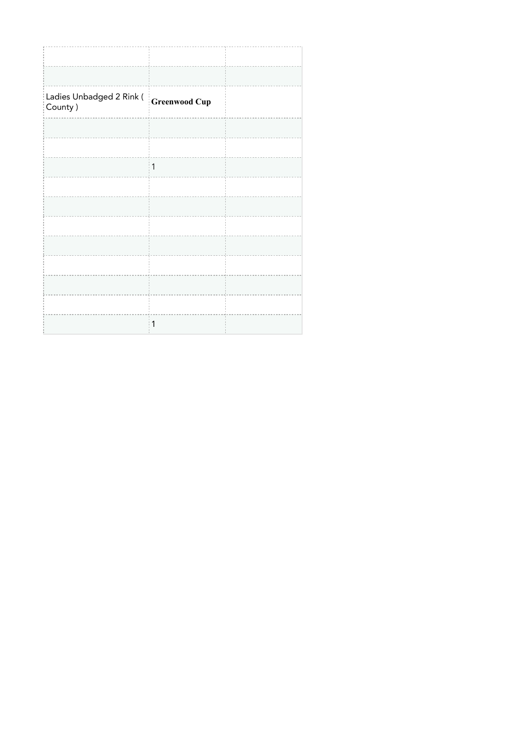| | | |
|---|---|---|
| | | |
| | | |
| Ladies Unbadged 2 Rink ( County ) | **Greenwood Cup** | |
| | | |
| | | |
| | 1 | |
| | | |
| | | |
| | | |
| | | |
| | | |
| | | |
| | | |
| | 1 | |